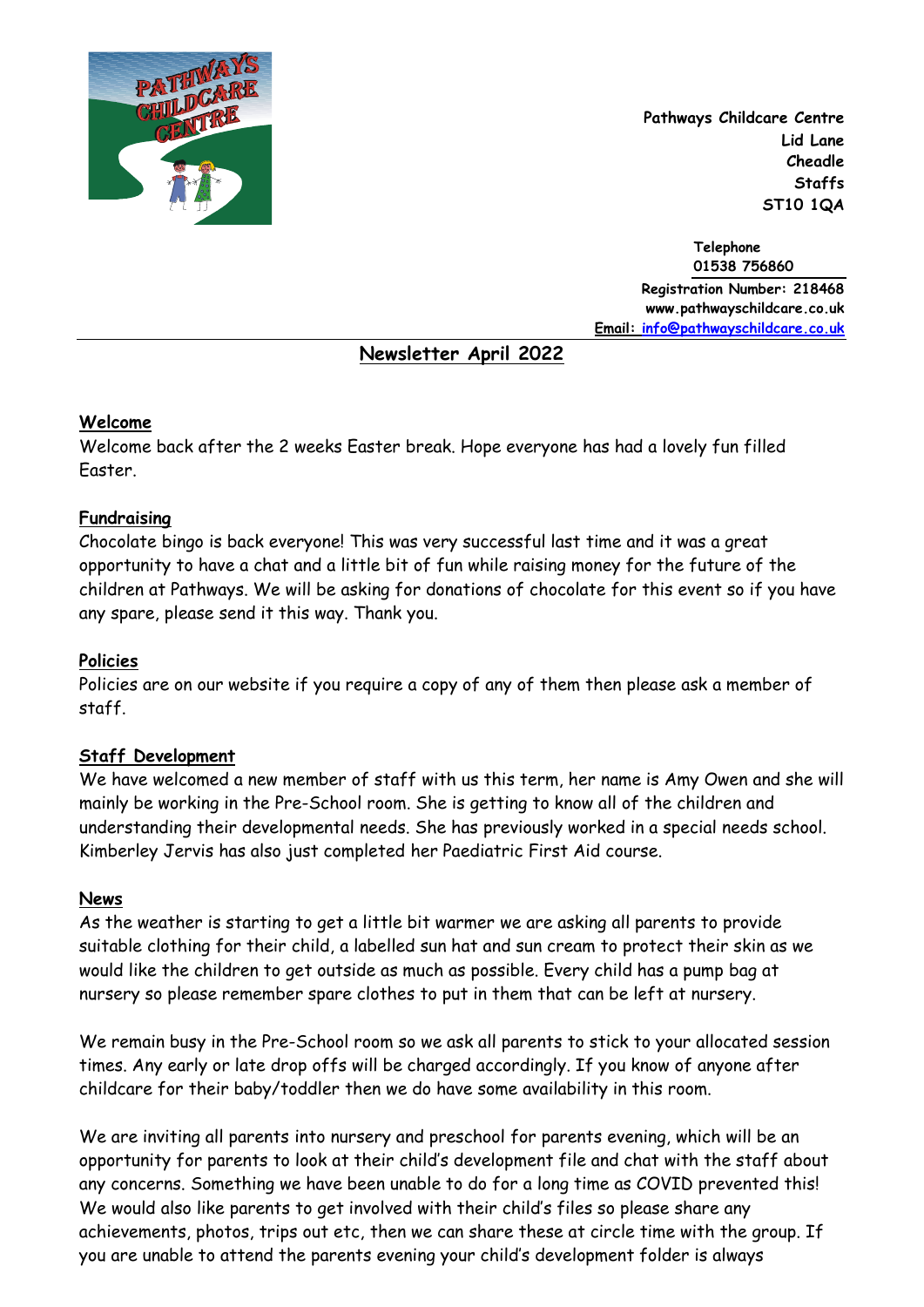Pathways Childcare Centre
Lid Lane
Cheadle
Staffs
ST10 1QA

Telephone
01538 756860

Registration Number: 218468
www.pathwayschildcare.co.uk
Email: info@pathwayschildcare.co.uk

# Newsletter April 2022

## Welcome

Welcome back after the 2 weeks Easter break. Hope everyone has had a lovely fun filled Easter.

## Fundraising

Chocolate bingo is back everyone! This was very successful last time and it was a great opportunity to have a chat and a little bit of fun while raising money for the future of the children at Pathways. We will be asking for donations of chocolate for this event so if you have any spare, please send it this way. Thank you.

## Policies

Policies are on our website if you require a copy of any of them then please ask a member of staff.

## Staff Development

We have welcomed a new member of staff with us this term, her name is Amy Owen and she will mainly be working in the Pre-School room. She is getting to know all of the children and understanding their developmental needs. She has previously worked in a special needs school. Kimberley Jervis has also just completed her Paediatric First Aid course.

## News

As the weather is starting to get a little bit warmer we are asking all parents to provide suitable clothing for their child, a labelled sun hat and sun cream to protect their skin as we would like the children to get outside as much as possible. Every child has a pump bag at nursery so please remember spare clothes to put in them that can be left at nursery.

We remain busy in the Pre-School room so we ask all parents to stick to your allocated session times. Any early or late drop offs will be charged accordingly. If you know of anyone after childcare for their baby/toddler then we do have some availability in this room.

We are inviting all parents into nursery and preschool for parents evening, which will be an opportunity for parents to look at their child's development file and chat with the staff about any concerns. Something we have been unable to do for a long time as COVID prevented this! We would also like parents to get involved with their child's files so please share any achievements, photos, trips out etc, then we can share these at circle time with the group. If you are unable to attend the parents evening your child's development folder is always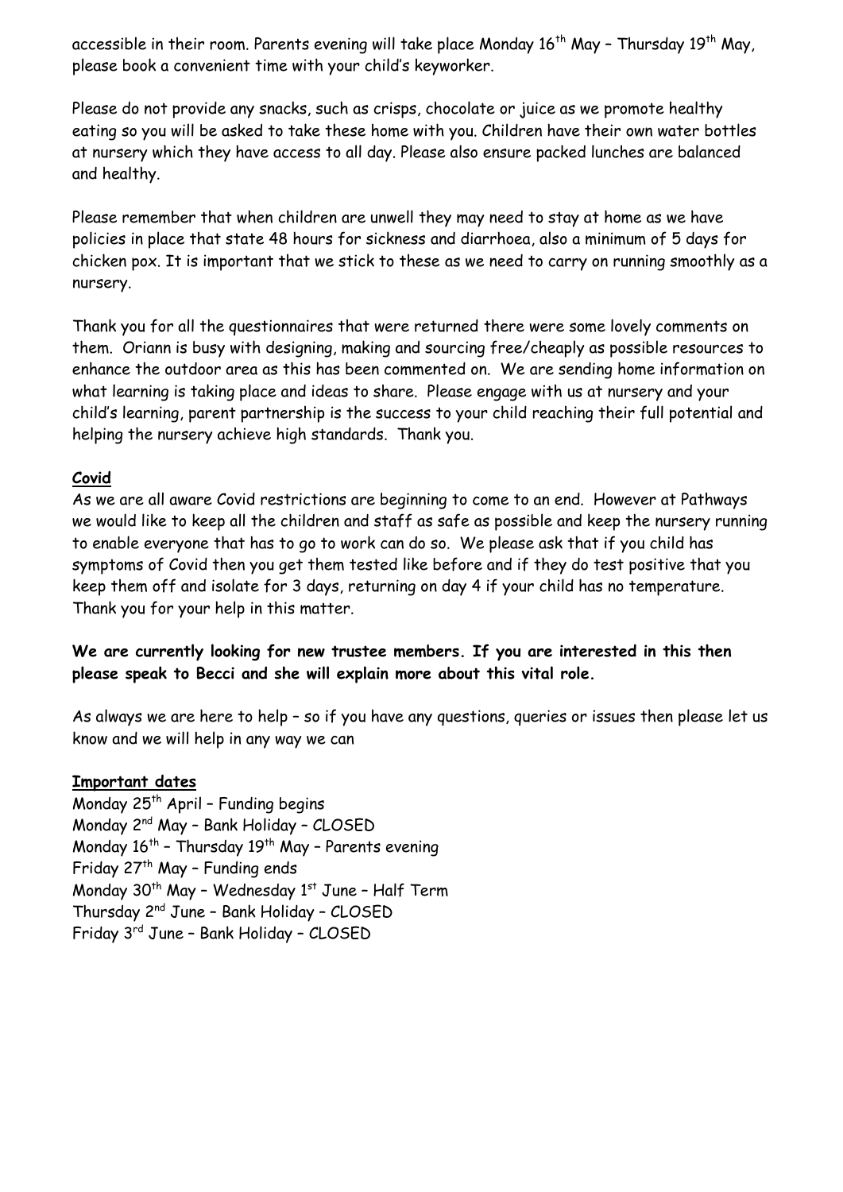accessible in their room. Parents evening will take place Monday 16th May – Thursday 19th May, please book a convenient time with your child's keyworker.

Please do not provide any snacks, such as crisps, chocolate or juice as we promote healthy eating so you will be asked to take these home with you. Children have their own water bottles at nursery which they have access to all day. Please also ensure packed lunches are balanced and healthy.

Please remember that when children are unwell they may need to stay at home as we have policies in place that state 48 hours for sickness and diarrhoea, also a minimum of 5 days for chicken pox. It is important that we stick to these as we need to carry on running smoothly as a nursery.

Thank you for all the questionnaires that were returned there were some lovely comments on them. Oriann is busy with designing, making and sourcing free/cheaply as possible resources to enhance the outdoor area as this has been commented on. We are sending home information on what learning is taking place and ideas to share. Please engage with us at nursery and your child's learning, parent partnership is the success to your child reaching their full potential and helping the nursery achieve high standards. Thank you.

**Covid**

As we are all aware Covid restrictions are beginning to come to an end. However at Pathways we would like to keep all the children and staff as safe as possible and keep the nursery running to enable everyone that has to go to work can do so. We please ask that if you child has symptoms of Covid then you get them tested like before and if they do test positive that you keep them off and isolate for 3 days, returning on day 4 if your child has no temperature. Thank you for your help in this matter.

**We are currently looking for new trustee members. If you are interested in this then please speak to Becci and she will explain more about this vital role.**

As always we are here to help – so if you have any questions, queries or issues then please let us know and we will help in any way we can

**Important dates**

Monday 25th April – Funding begins
Monday 2nd May – Bank Holiday – CLOSED
Monday 16th – Thursday 19th May – Parents evening
Friday 27th May – Funding ends
Monday 30th May – Wednesday 1st June – Half Term
Thursday 2nd June – Bank Holiday – CLOSED
Friday 3rd June – Bank Holiday – CLOSED